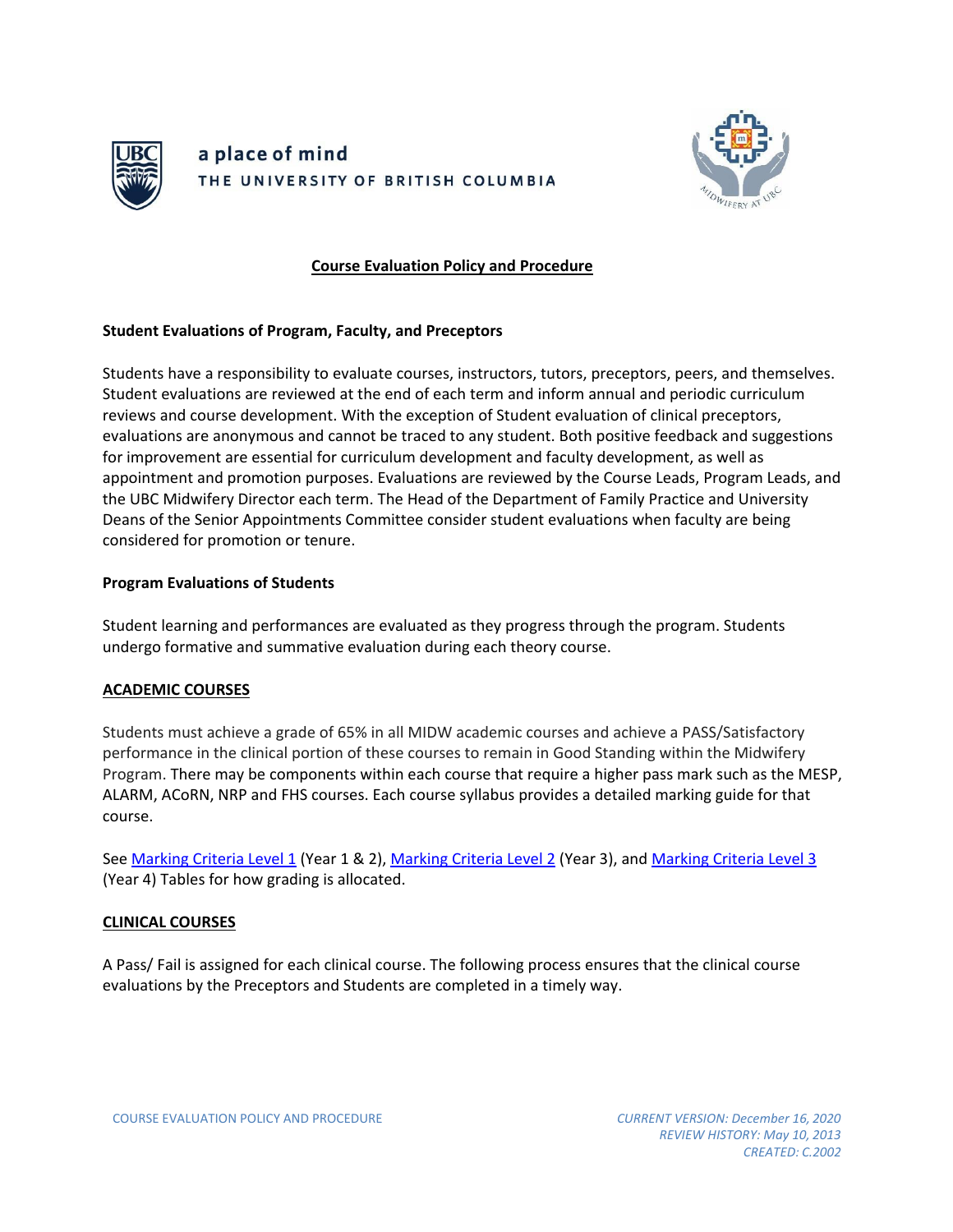a place of mind
THE UNIVERSITY OF BRITISH COLUMBIA

# Course Evaluation Policy and Procedure

## Student Evaluations of Program, Faculty, and Preceptors

Students have a responsibility to evaluate courses, instructors, tutors, preceptors, peers, and themselves. Student evaluations are reviewed at the end of each term and inform annual and periodic curriculum reviews and course development. With the exception of Student evaluation of clinical preceptors, evaluations are anonymous and cannot be traced to any student. Both positive feedback and suggestions for improvement are essential for curriculum development and faculty development, as well as appointment and promotion purposes. Evaluations are reviewed by the Course Leads, Program Leads, and the UBC Midwifery Director each term. The Head of the Department of Family Practice and University Deans of the Senior Appointments Committee consider student evaluations when faculty are being considered for promotion or tenure.

## Program Evaluations of Students

Student learning and performances are evaluated as they progress through the program. Students undergo formative and summative evaluation during each theory course.

### ACADEMIC COURSES

Students must achieve a grade of 65% in all MIDW academic courses and achieve a PASS/Satisfactory performance in the clinical portion of these courses to remain in Good Standing within the Midwifery Program. There may be components within each course that require a higher pass mark such as the MESP, ALARM, ACoRN, NRP and FHS courses. Each course syllabus provides a detailed marking guide for that course.

See Marking Criteria Level 1 (Year 1 & 2), Marking Criteria Level 2 (Year 3), and Marking Criteria Level 3 (Year 4) Tables for how grading is allocated.

### CLINICAL COURSES

A Pass/ Fail is assigned for each clinical course. The following process ensures that the clinical course evaluations by the Preceptors and Students are completed in a timely way.

COURSE EVALUATION POLICY AND PROCEDURE

*CURRENT VERSION: December 16, 2020*
*REVIEW HISTORY: May 10, 2013*
*CREATED: C.2002*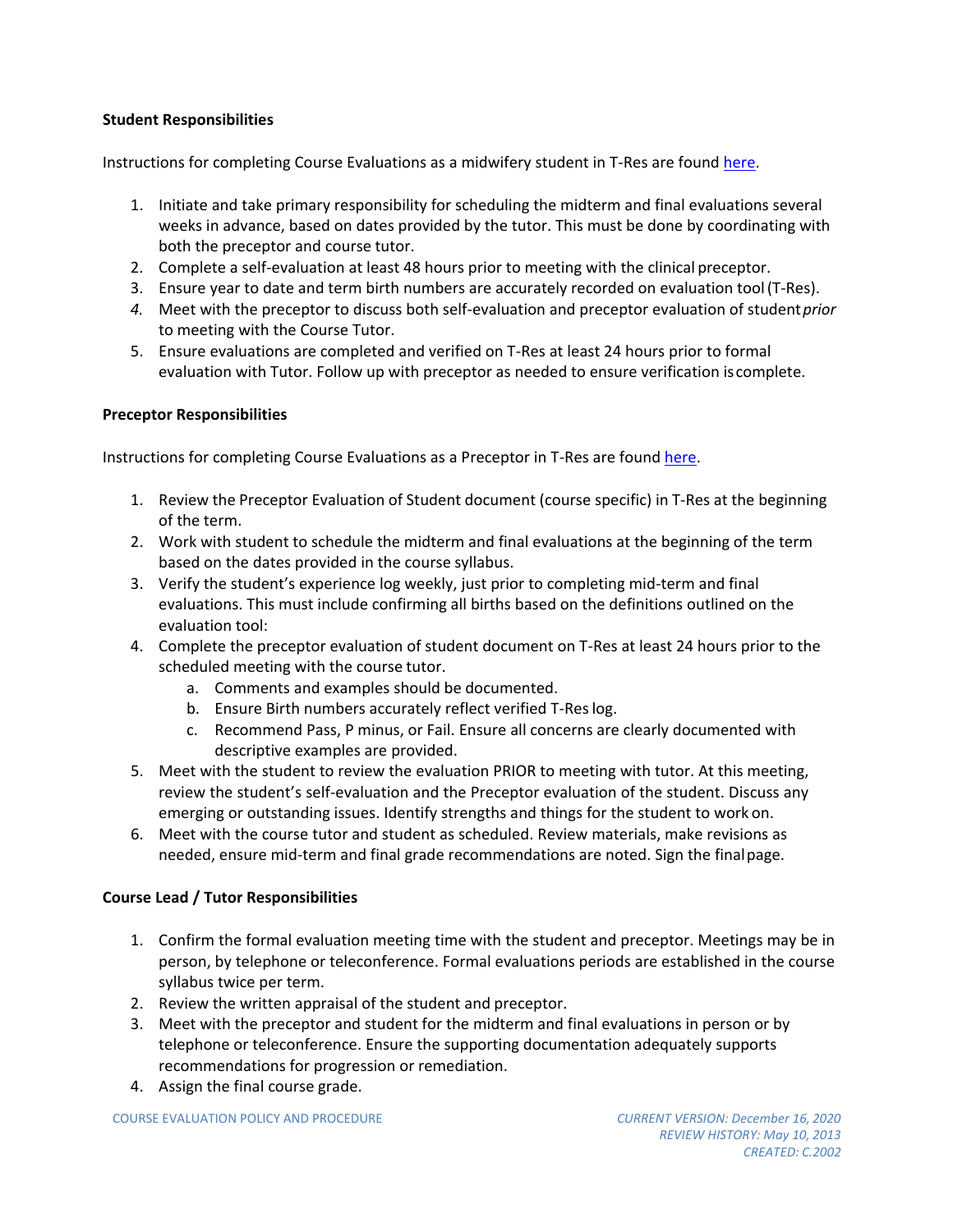**Student Responsibilities**

Instructions for completing Course Evaluations as a midwifery student in T-Res are found here.

1. Initiate and take primary responsibility for scheduling the midterm and final evaluations several weeks in advance, based on dates provided by the tutor. This must be done by coordinating with both the preceptor and course tutor.
2. Complete a self-evaluation at least 48 hours prior to meeting with the clinical preceptor.
3. Ensure year to date and term birth numbers are accurately recorded on evaluation tool (T-Res).
4. Meet with the preceptor to discuss both self-evaluation and preceptor evaluation of student *prior* to meeting with the Course Tutor.
5. Ensure evaluations are completed and verified on T-Res at least 24 hours prior to formal evaluation with Tutor. Follow up with preceptor as needed to ensure verification is complete.

**Preceptor Responsibilities**

Instructions for completing Course Evaluations as a Preceptor in T-Res are found here.

1. Review the Preceptor Evaluation of Student document (course specific) in T-Res at the beginning of the term.
2. Work with student to schedule the midterm and final evaluations at the beginning of the term based on the dates provided in the course syllabus.
3. Verify the student's experience log weekly, just prior to completing mid-term and final evaluations. This must include confirming all births based on the definitions outlined on the evaluation tool:
4. Complete the preceptor evaluation of student document on T-Res at least 24 hours prior to the scheduled meeting with the course tutor.
   a. Comments and examples should be documented.
   b. Ensure Birth numbers accurately reflect verified T-Res log.
   c. Recommend Pass, P minus, or Fail. Ensure all concerns are clearly documented with descriptive examples are provided.
5. Meet with the student to review the evaluation PRIOR to meeting with tutor. At this meeting, review the student's self-evaluation and the Preceptor evaluation of the student. Discuss any emerging or outstanding issues. Identify strengths and things for the student to work on.
6. Meet with the course tutor and student as scheduled. Review materials, make revisions as needed, ensure mid-term and final grade recommendations are noted. Sign the final page.

**Course Lead / Tutor Responsibilities**

1. Confirm the formal evaluation meeting time with the student and preceptor. Meetings may be in person, by telephone or teleconference. Formal evaluations periods are established in the course syllabus twice per term.
2. Review the written appraisal of the student and preceptor.
3. Meet with the preceptor and student for the midterm and final evaluations in person or by telephone or teleconference. Ensure the supporting documentation adequately supports recommendations for progression or remediation.
4. Assign the final course grade.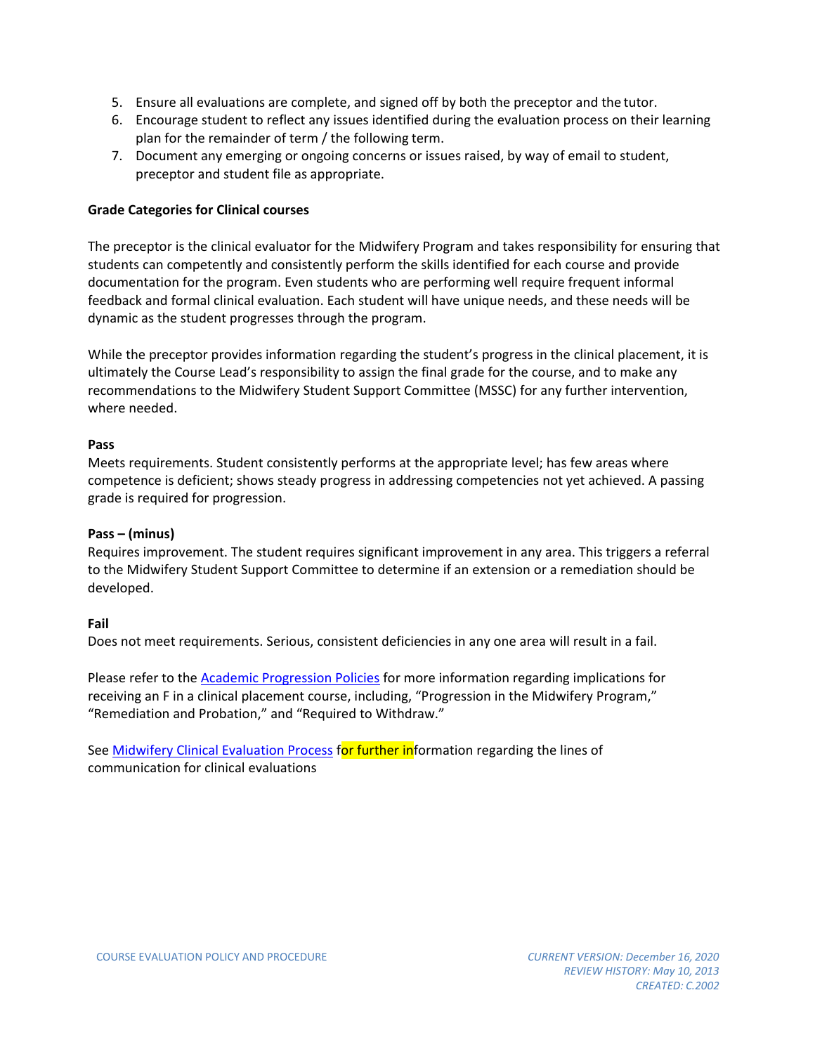5. Ensure all evaluations are complete, and signed off by both the preceptor and the tutor.
6. Encourage student to reflect any issues identified during the evaluation process on their learning plan for the remainder of term / the following term.
7. Document any emerging or ongoing concerns or issues raised, by way of email to student, preceptor and student file as appropriate.

**Grade Categories for Clinical courses**

The preceptor is the clinical evaluator for the Midwifery Program and takes responsibility for ensuring that students can competently and consistently perform the skills identified for each course and provide documentation for the program. Even students who are performing well require frequent informal feedback and formal clinical evaluation. Each student will have unique needs, and these needs will be dynamic as the student progresses through the program.

While the preceptor provides information regarding the student's progress in the clinical placement, it is ultimately the Course Lead's responsibility to assign the final grade for the course, and to make any recommendations to the Midwifery Student Support Committee (MSSC) for any further intervention, where needed.

**Pass**

Meets requirements. Student consistently performs at the appropriate level; has few areas where competence is deficient; shows steady progress in addressing competencies not yet achieved. A passing grade is required for progression.

**Pass – (minus)**

Requires improvement. The student requires significant improvement in any area. This triggers a referral to the Midwifery Student Support Committee to determine if an extension or a remediation should be developed.

**Fail**

Does not meet requirements. Serious, consistent deficiencies in any one area will result in a fail.

Please refer to the Academic Progression Policies for more information regarding implications for receiving an F in a clinical placement course, including, "Progression in the Midwifery Program," "Remediation and Probation," and "Required to Withdraw."

See Midwifery Clinical Evaluation Process for further information regarding the lines of communication for clinical evaluations